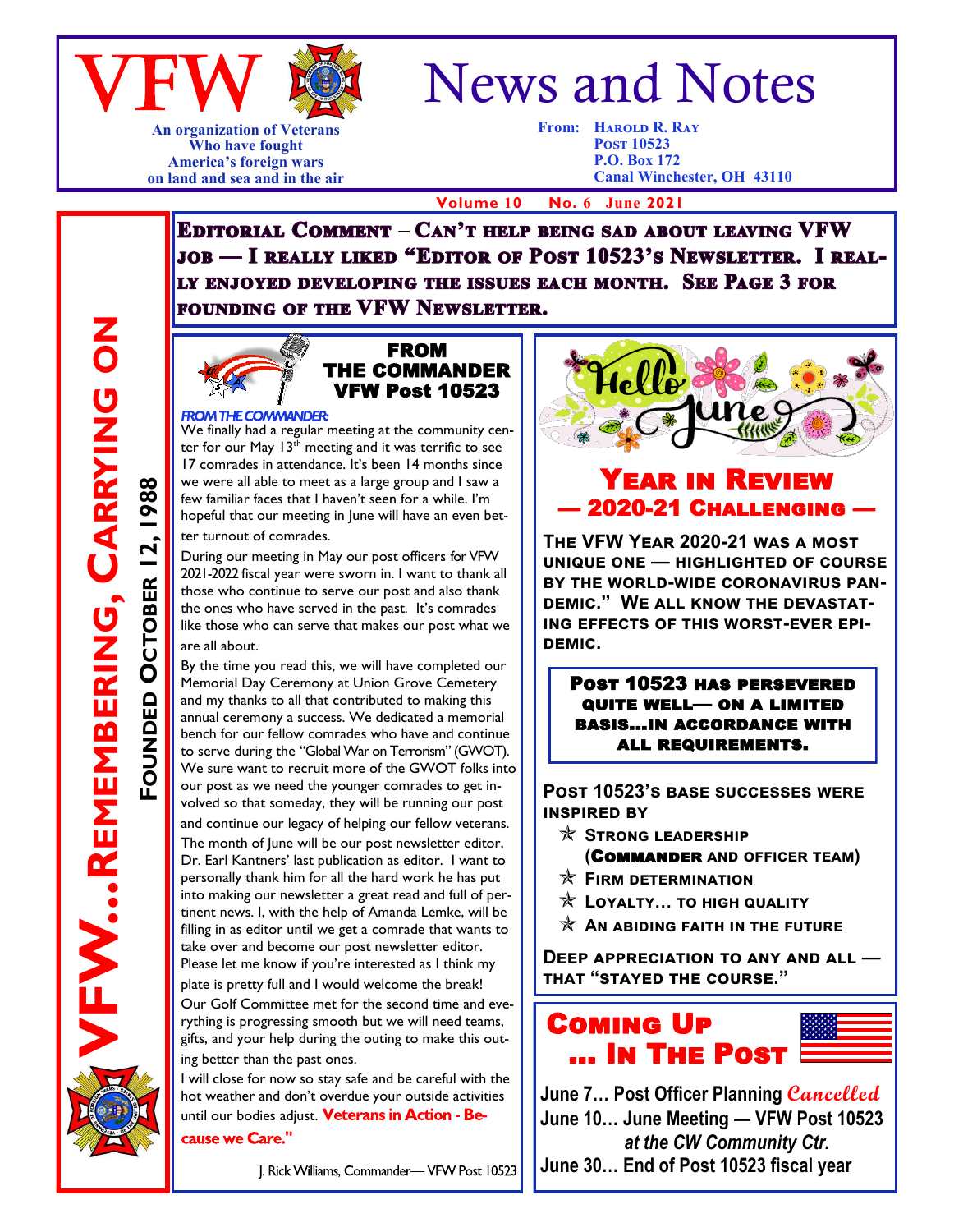# VFW News and Notes

An organization of Veterans Who have fought America's foreign wars on land and sea and in the air

From: Harold R. Ray
Post 10523
P.O. Box 172
Canal Winchester, OH 43110

Volume 10 No. 6 June 2021

VFW...Remembering, Carrying On

Founded October 12, 1988

**Editorial Comment – Can't help being sad about leaving VFW job — I really liked "Editor of Post 10523's Newsletter. I really enjoyed developing the issues each month. See Page 3 for founding of the VFW Newsletter.**

## FROM THE COMMANDER VFW Post 10523

***FROM THE COMMANDER:***

We finally had a regular meeting at the community center for our May 13th meeting and it was terrific to see 17 comrades in attendance. It's been 14 months since we were all able to meet as a large group and I saw a few familiar faces that I haven't seen for a while. I'm hopeful that our meeting in June will have an even better turnout of comrades.

During our meeting in May our post officers for VFW 2021-2022 fiscal year were sworn in. I want to thank all those who continue to serve our post and also thank the ones who have served in the past. It's comrades like those who can serve that makes our post what we are all about.

By the time you read this, we will have completed our Memorial Day Ceremony at Union Grove Cemetery and my thanks to all that contributed to making this annual ceremony a success. We dedicated a memorial bench for our fellow comrades who have and continue to serve during the "Global War on Terrorism" (GWOT). We sure want to recruit more of the GWOT folks into our post as we need the younger comrades to get involved so that someday, they will be running our post and continue our legacy of helping our fellow veterans.

The month of June will be our post newsletter editor, Dr. Earl Kantners' last publication as editor. I want to personally thank him for all the hard work he has put into making our newsletter a great read and full of pertinent news. I, with the help of Amanda Lemke, will be filling in as editor until we get a comrade that wants to take over and become our post newsletter editor. Please let me know if you're interested as I think my plate is pretty full and I would welcome the break!

Our Golf Committee met for the second time and everything is progressing smooth but we will need teams, gifts, and your help during the outing to make this outing better than the past ones.

I will close for now so stay safe and be careful with the hot weather and don't overdue your outside activities until our bodies adjust. **Veterans in Action - Because we Care."**

J. Rick Williams, Commander— VFW Post 10523

## Year in Review — 2020-21 Challenging —

**The VFW Year 2020-21 was a most unique one — highlighted of course by the world-wide coronavirus pandemic." We all know the devastating effects of this worst-ever epidemic.**

**Post 10523 has persevered quite well— on a limited basis...in accordance with all requirements.**

**Post 10523's base successes were inspired by**

- ✯ Strong Leadership (Commander and officer team)
- ✯ Firm determination
- ✯ Loyalty... to high quality
- ✯ An abiding faith in the future

**Deep appreciation to any and all — that "stayed the course."**

## Coming Up ... In The Post

June 7... Post Officer Planning *Cancelled*
June 10... June Meeting — VFW Post 10523 *at the CW Community Ctr.*
June 30... End of Post 10523 fiscal year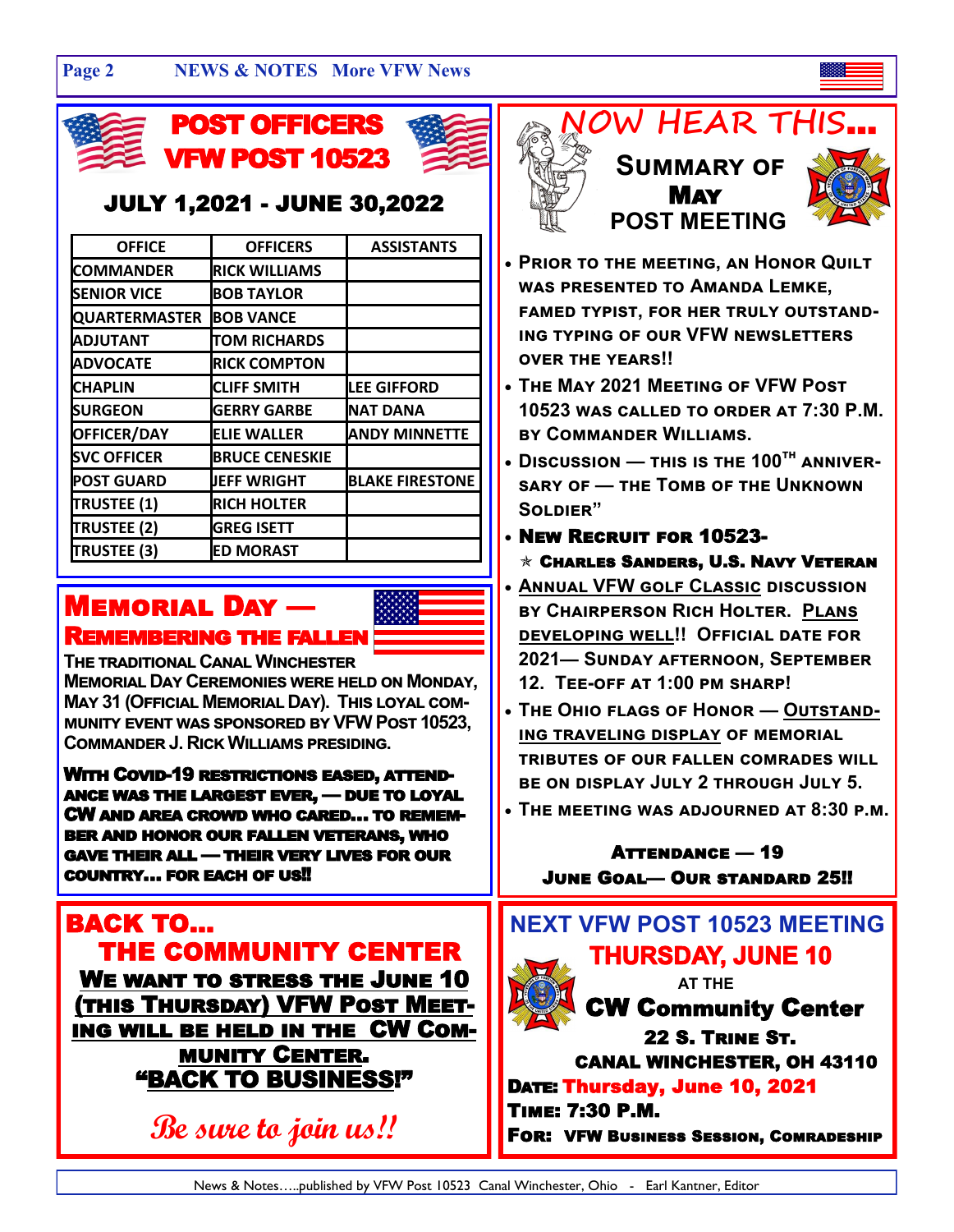# POST OFFICERS VFW POST 10523

## JULY 1,2021 - JUNE 30,2022

| OFFICE | OFFICERS | ASSISTANTS |
|---|---|---|
| COMMANDER | RICK WILLIAMS | |
| SENIOR VICE | BOB TAYLOR | |
| QUARTERMASTER | BOB VANCE | |
| ADJUTANT | TOM RICHARDS | |
| ADVOCATE | RICK COMPTON | |
| CHAPLIN | CLIFF SMITH | LEE GIFFORD |
| SURGEON | GERRY GARBE | NAT DANA |
| OFFICER/DAY | ELIE WALLER | ANDY MINNETTE |
| SVC OFFICER | BRUCE CENESKIE | |
| POST GUARD | JEFF WRIGHT | BLAKE FIRESTONE |
| TRUSTEE (1) | RICH HOLTER | |
| TRUSTEE (2) | GREG ISETT | |
| TRUSTEE (3) | ED MORAST | |

## MEMORIAL DAY — REMEMBERING THE FALLEN

**The traditional Canal Winchester Memorial Day Ceremonies were held on Monday, May 31 (Official Memorial Day). This loyal community event was sponsored by VFW Post 10523, Commander J. Rick Williams presiding.**

**With Covid-19 restrictions eased, attendance was the largest ever, — due to loyal CW and area crowd who cared… to remember and honor our fallen veterans, who gave their all — their very lives for our country… for each of us!!**

## BACK TO… THE COMMUNITY CENTER

**<u>We want to stress the June 10 (this Thursday) VFW Post Meeting will be held in the CW Community Center.</u>**

**"<u>BACK TO BUSINESS!</u>"**

***Be sure to join us!!***

## NOW HEAR THIS…

### Summary of May Post Meeting

- **Prior to the meeting, an Honor Quilt was presented to Amanda Lemke, famed typist, for her truly outstanding typing of our VFW newsletters over the years!!**
- **The May 2021 Meeting of VFW Post 10523 was called to order at 7:30 p.m. by Commander Williams.**
- **Discussion — this is the 100th anniversary of — the Tomb of the Unknown Soldier"**
- **New Recruit for 10523-**
  ✯ **Charles Sanders, U.S. Navy Veteran**
- **<u>Annual VFW golf Classic</u> discussion by Chairperson Rich Holter. <u>Plans developing well</u>!! Official date for 2021— Sunday afternoon, September 12. Tee-off at 1:00 pm sharp!**
- **The Ohio Flags of Honor — <u>Outstanding traveling display</u> of memorial tributes of our fallen comrades will be on display July 2 through July 5.**
- **The meeting was adjourned at 8:30 p.m.**

**Attendance — 19**
**June Goal— Our standard 25!!**

## NEXT VFW POST 10523 MEETING

### THURSDAY, JUNE 10

AT THE

**CW Community Center**
**22 S. Trine St.**
**CANAL WINCHESTER, OH 43110**

**Date: Thursday, June 10, 2021**
**Time: 7:30 P.M.**
**For: VFW Business Session, Comradeship**

News & Notes…..published by VFW Post 10523 Canal Winchester, Ohio - Earl Kantner, Editor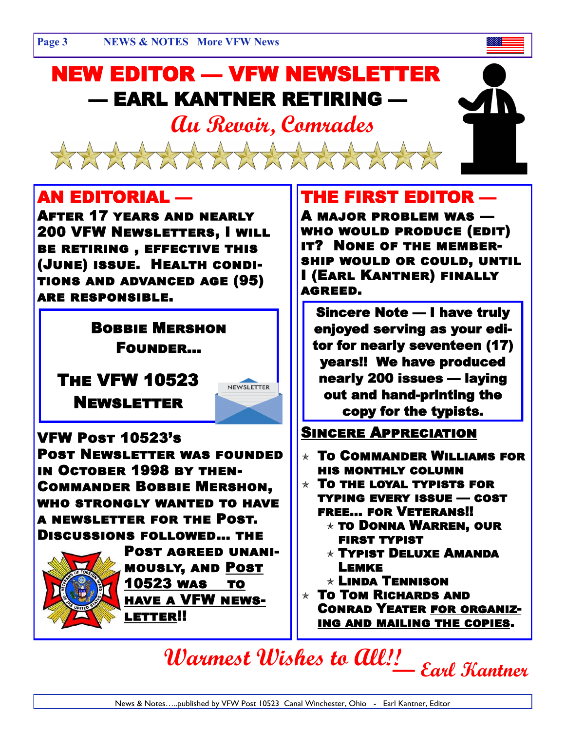# NEW EDITOR — VFW NEWSLETTER

# — EARL KANTNER RETIRING —

## *Au Revoir, Comrades*

## AN EDITORIAL —

**After 17 years and nearly 200 VFW Newsletters, I will be retiring , effective this (June) issue. Health conditions and advanced age (95) are responsible.**

**Bobbie Mershon Founder...**

**The VFW 10523 Newsletter**

NEWSLETTER

**VFW Post 10523's Post Newsletter was founded in October 1998 by then-Commander Bobbie Mershon, who strongly wanted to have a newsletter for the Post. Discussions followed... the Post agreed unanimously, and Post 10523 was to have a VFW newsletter!!**

## THE FIRST EDITOR —

**A major problem was — who would produce (edit) it? None of the membership would or could, until I (Earl Kantner) finally agreed.**

**Sincere Note — I have truly enjoyed serving as your editor for nearly seventeen (17) years!! We have produced nearly 200 issues — laying out and hand-printing the copy for the typists.**

### Sincere Appreciation

- **To Commander Williams for his monthly column**
- **To the loyal typists for typing every issue — cost free... for Veterans!!**
  - **To Donna Warren, our first typist**
  - **Typist Deluxe Amanda Lemke**
  - **Linda Tennison**
- **To Tom Richards and Conrad Yeater for organizing and mailing the copies.**

*Warmest Wishes to All!! — Earl Kantner*

News & Notes…..published by VFW Post 10523 Canal Winchester, Ohio - Earl Kantner, Editor